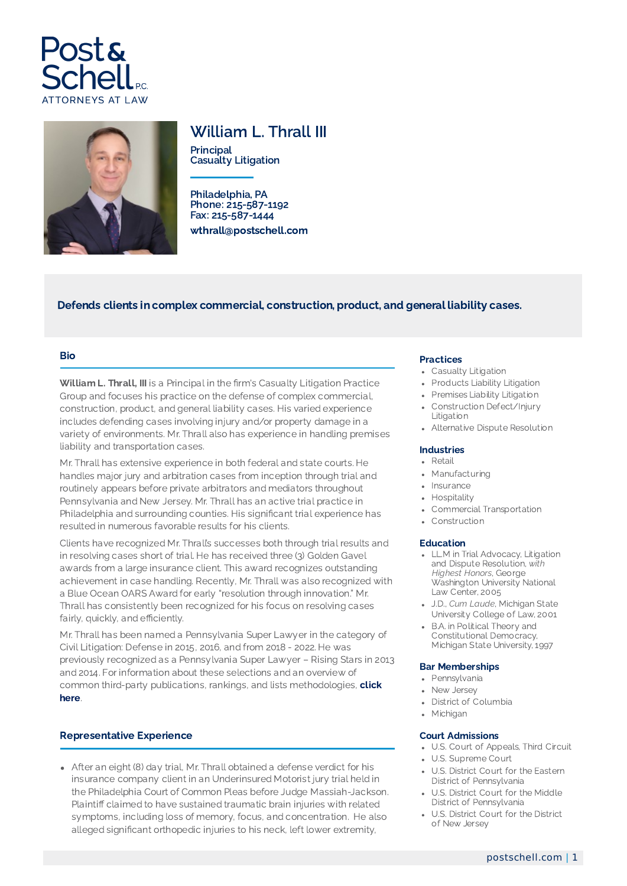Post & Schell P.C.
ATTORNEYS AT LAW

# William L. Thrall III

**Principal**
**Casualty Litigation**

**Philadelphia, PA**
**Phone: 215-587-1192**
**Fax: 215-587-1444**
**wthrall@postschell.com**

**Defends clients in complex commercial, construction, product, and general liability cases.**

## Bio

**William L. Thrall, III** is a Principal in the firm's Casualty Litigation Practice Group and focuses his practice on the defense of complex commercial, construction, product, and general liability cases. His varied experience includes defending cases involving injury and/or property damage in a variety of environments. Mr. Thrall also has experience in handling premises liability and transportation cases.

Mr. Thrall has extensive experience in both federal and state courts. He handles major jury and arbitration cases from inception through trial and routinely appears before private arbitrators and mediators throughout Pennsylvania and New Jersey. Mr. Thrall has an active trial practice in Philadelphia and surrounding counties. His significant trial experience has resulted in numerous favorable results for his clients.

Clients have recognized Mr. Thrall's successes both through trial results and in resolving cases short of trial. He has received three (3) Golden Gavel awards from a large insurance client. This award recognizes outstanding achievement in case handling. Recently, Mr. Thrall was also recognized with a Blue Ocean OARS Award for early "resolution through innovation." Mr. Thrall has consistently been recognized for his focus on resolving cases fairly, quickly, and efficiently.

Mr. Thrall has been named a Pennsylvania Super Lawyer in the category of Civil Litigation: Defense in 2015, 2016, and from 2018 - 2022. He was previously recognized as a Pennsylvania Super Lawyer – Rising Stars in 2013 and 2014. For information about these selections and an overview of common third-party publications, rankings, and lists methodologies, **click here**.

## Representative Experience

- After an eight (8) day trial, Mr. Thrall obtained a defense verdict for his insurance company client in an Underinsured Motorist jury trial held in the Philadelphia Court of Common Pleas before Judge Massiah-Jackson. Plaintiff claimed to have sustained traumatic brain injuries with related symptoms, including loss of memory, focus, and concentration. He also alleged significant orthopedic injuries to his neck, left lower extremity,

## Practices

- Casualty Litigation
- Products Liability Litigation
- Premises Liability Litigation
- Construction Defect/Injury Litigation
- Alternative Dispute Resolution

## Industries

- Retail
- Manufacturing
- Insurance
- Hospitality
- Commercial Transportation
- Construction

## Education

- LL.M in Trial Advocacy, Litigation and Dispute Resolution, *with Highest Honors*, George Washington University National Law Center, 2005
- J.D., *Cum Laude*, Michigan State University College of Law, 2001
- B.A. in Political Theory and Constitutional Democracy, Michigan State University, 1997

## Bar Memberships

- Pennsylvania
- New Jersey
- District of Columbia
- Michigan

## Court Admissions

- U.S. Court of Appeals, Third Circuit
- U.S. Supreme Court
- U.S. District Court for the Eastern District of Pennsylvania
- U.S. District Court for the Middle District of Pennsylvania
- U.S. District Court for the District of New Jersey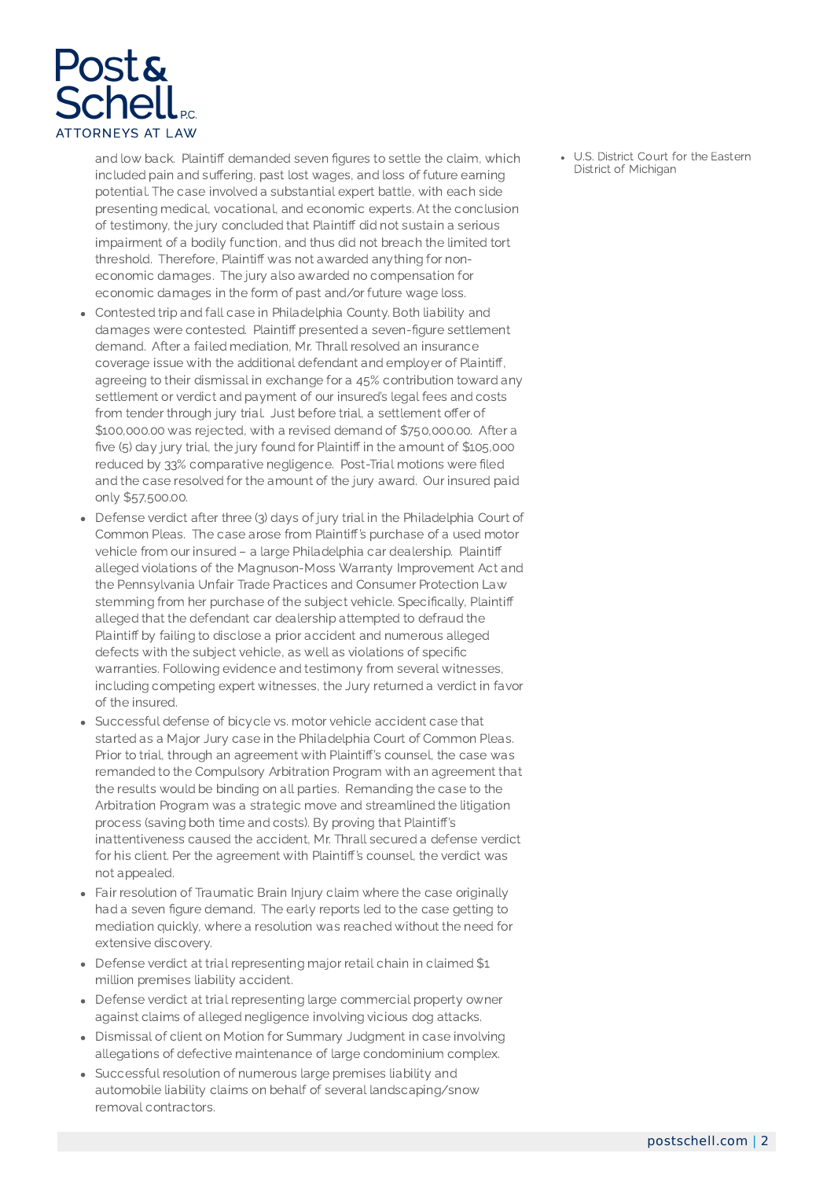and low back. Plaintiff demanded seven figures to settle the claim, which included pain and suffering, past lost wages, and loss of future earning potential. The case involved a substantial expert battle, with each side presenting medical, vocational, and economic experts. At the conclusion of testimony, the jury concluded that Plaintiff did not sustain a serious impairment of a bodily function, and thus did not breach the limited tort threshold. Therefore, Plaintiff was not awarded anything for non-economic damages. The jury also awarded no compensation for economic damages in the form of past and/or future wage loss.

- Contested trip and fall case in Philadelphia County. Both liability and damages were contested. Plaintiff presented a seven-figure settlement demand. After a failed mediation, Mr. Thrall resolved an insurance coverage issue with the additional defendant and employer of Plaintiff, agreeing to their dismissal in exchange for a 45% contribution toward any settlement or verdict and payment of our insured's legal fees and costs from tender through jury trial. Just before trial, a settlement offer of $100,000.00 was rejected, with a revised demand of $750,000.00. After a five (5) day jury trial, the jury found for Plaintiff in the amount of $105,000 reduced by 33% comparative negligence. Post-Trial motions were filed and the case resolved for the amount of the jury award. Our insured paid only $57,500.00.
- Defense verdict after three (3) days of jury trial in the Philadelphia Court of Common Pleas. The case arose from Plaintiff's purchase of a used motor vehicle from our insured – a large Philadelphia car dealership. Plaintiff alleged violations of the Magnuson-Moss Warranty Improvement Act and the Pennsylvania Unfair Trade Practices and Consumer Protection Law stemming from her purchase of the subject vehicle. Specifically, Plaintiff alleged that the defendant car dealership attempted to defraud the Plaintiff by failing to disclose a prior accident and numerous alleged defects with the subject vehicle, as well as violations of specific warranties. Following evidence and testimony from several witnesses, including competing expert witnesses, the Jury returned a verdict in favor of the insured.
- Successful defense of bicycle vs. motor vehicle accident case that started as a Major Jury case in the Philadelphia Court of Common Pleas. Prior to trial, through an agreement with Plaintiff's counsel, the case was remanded to the Compulsory Arbitration Program with an agreement that the results would be binding on all parties. Remanding the case to the Arbitration Program was a strategic move and streamlined the litigation process (saving both time and costs). By proving that Plaintiff's inattentiveness caused the accident, Mr. Thrall secured a defense verdict for his client. Per the agreement with Plaintiff's counsel, the verdict was not appealed.
- Fair resolution of Traumatic Brain Injury claim where the case originally had a seven figure demand. The early reports led to the case getting to mediation quickly, where a resolution was reached without the need for extensive discovery.
- Defense verdict at trial representing major retail chain in claimed $1 million premises liability accident.
- Defense verdict at trial representing large commercial property owner against claims of alleged negligence involving vicious dog attacks.
- Dismissal of client on Motion for Summary Judgment in case involving allegations of defective maintenance of large condominium complex.
- Successful resolution of numerous large premises liability and automobile liability claims on behalf of several landscaping/snow removal contractors.

- U.S. District Court for the Eastern District of Michigan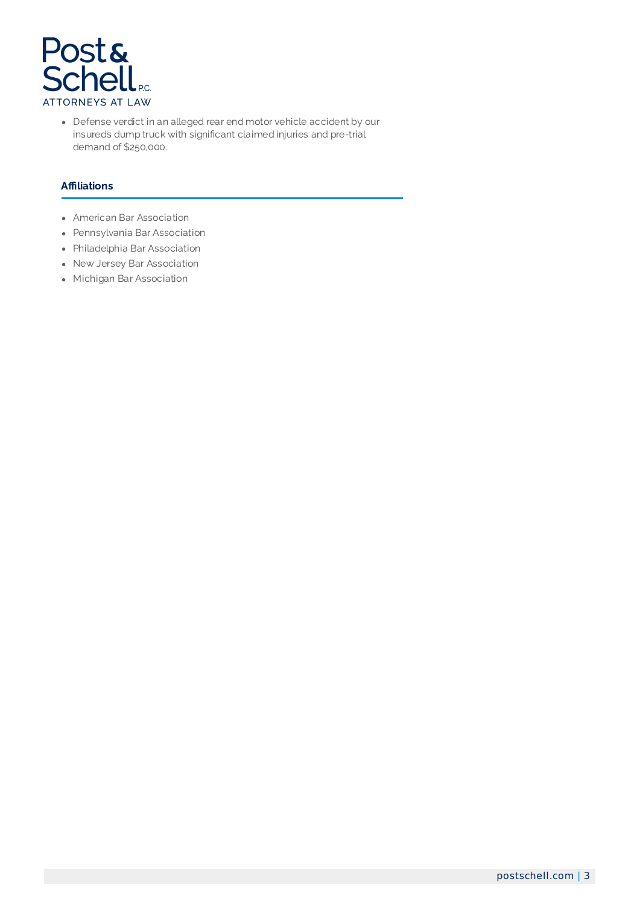- Defense verdict in an alleged rear end motor vehicle accident by our insured's dump truck with significant claimed injuries and pre-trial demand of $250,000.

## Affiliations

- American Bar Association
- Pennsylvania Bar Association
- Philadelphia Bar Association
- New Jersey Bar Association
- Michigan Bar Association